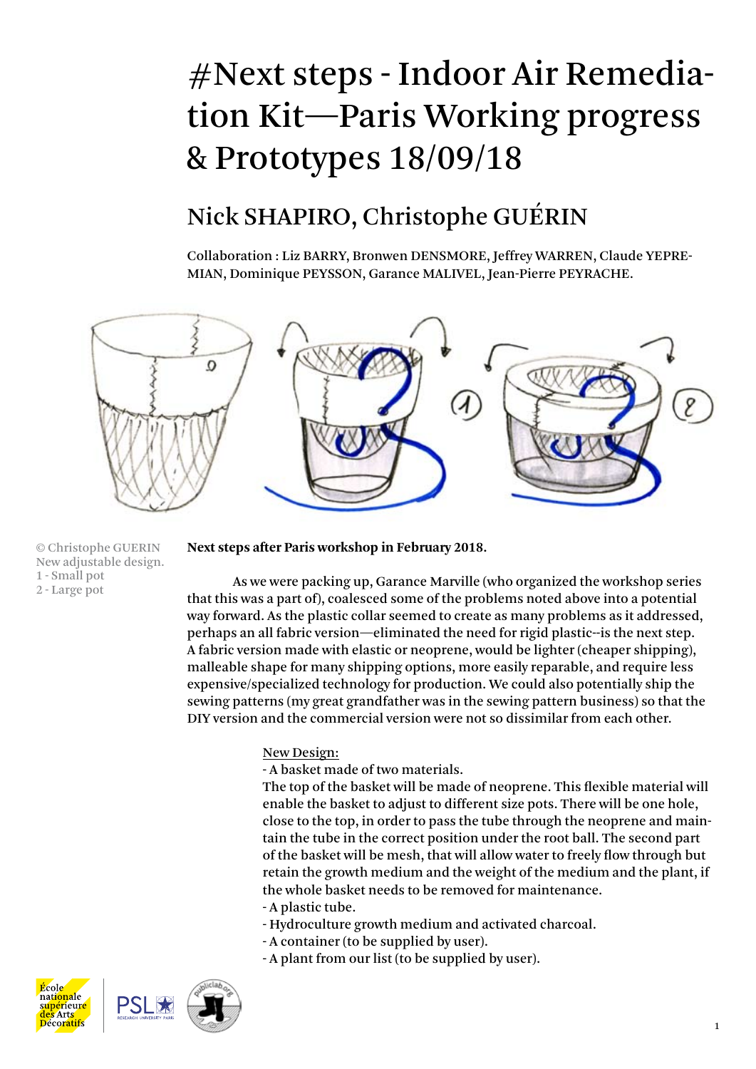# #Next steps - Indoor Air Remediation Kit—Paris Working progress & Prototypes 18/09/18

## Nick SHAPIRO, Christophe GUÉRIN

**Collaboration : Liz BARRY, Bronwen DENSMORE, Jeffrey WARREN, Claude YEPREMIAN, Dominique PEYSSON, Garance MALIVEL, Jean-Pierre PEYRACHE.**

© Christophe GUERIN
New adjustable design.
1 - Small pot
2 - Large pot

**Next steps after Paris workshop in February 2018.**

As we were packing up, Garance Marville (who organized the workshop series that this was a part of), coalesced some of the problems noted above into a potential way forward. As the plastic collar seemed to create as many problems as it addressed, perhaps an all fabric version—eliminated the need for rigid plastic--is the next step. A fabric version made with elastic or neoprene, would be lighter (cheaper shipping), malleable shape for many shipping options, more easily reparable, and require less expensive/specialized technology for production. We could also potentially ship the sewing patterns (my great grandfather was in the sewing pattern business) so that the DIY version and the commercial version were not so dissimilar from each other.

New Design:

- A basket made of two materials.

The top of the basket will be made of neoprene. This flexible material will enable the basket to adjust to different size pots. There will be one hole, close to the top, in order to pass the tube through the neoprene and maintain the tube in the correct position under the root ball. The second part of the basket will be mesh, that will allow water to freely flow through but retain the growth medium and the weight of the medium and the plant, if the whole basket needs to be removed for maintenance.

- A plastic tube.
- Hydroculture growth medium and activated charcoal.
- A container (to be supplied by user).
- A plant from our list (to be supplied by user).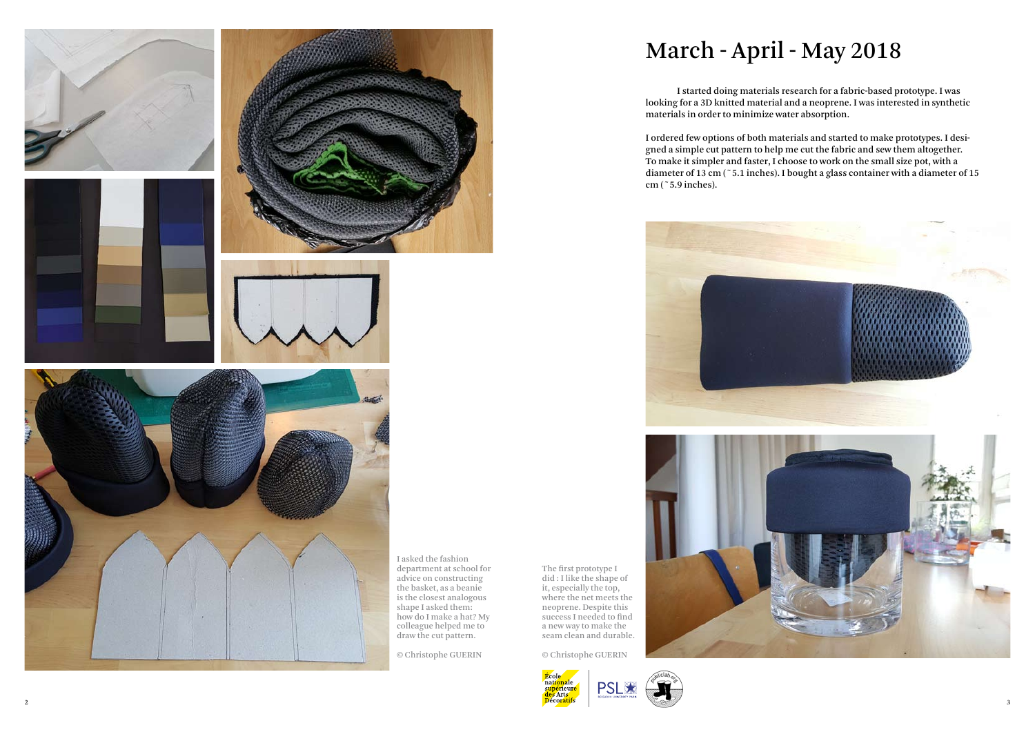# March - April - May 2018

I started doing materials research for a fabric-based prototype. I was looking for a 3D knitted material and a neoprene. I was interested in synthetic materials in order to minimize water absorption.

I ordered few options of both materials and started to make prototypes. I designed a simple cut pattern to help me cut the fabric and sew them altogether. To make it simpler and faster, I choose to work on the small size pot, with a diameter of 13 cm (~5.1 inches). I bought a glass container with a diameter of 15 cm (~5.9 inches).

I asked the fashion department at school for advice on constructing the basket, as a beanie is the closest analogous shape I asked them: how do I make a hat? My colleague helped me to draw the cut pattern.

© Christophe GUERIN

The first prototype I did : I like the shape of it, especially the top, where the net meets the neoprene. Despite this success I needed to find a new way to make the seam clean and durable.

© Christophe GUERIN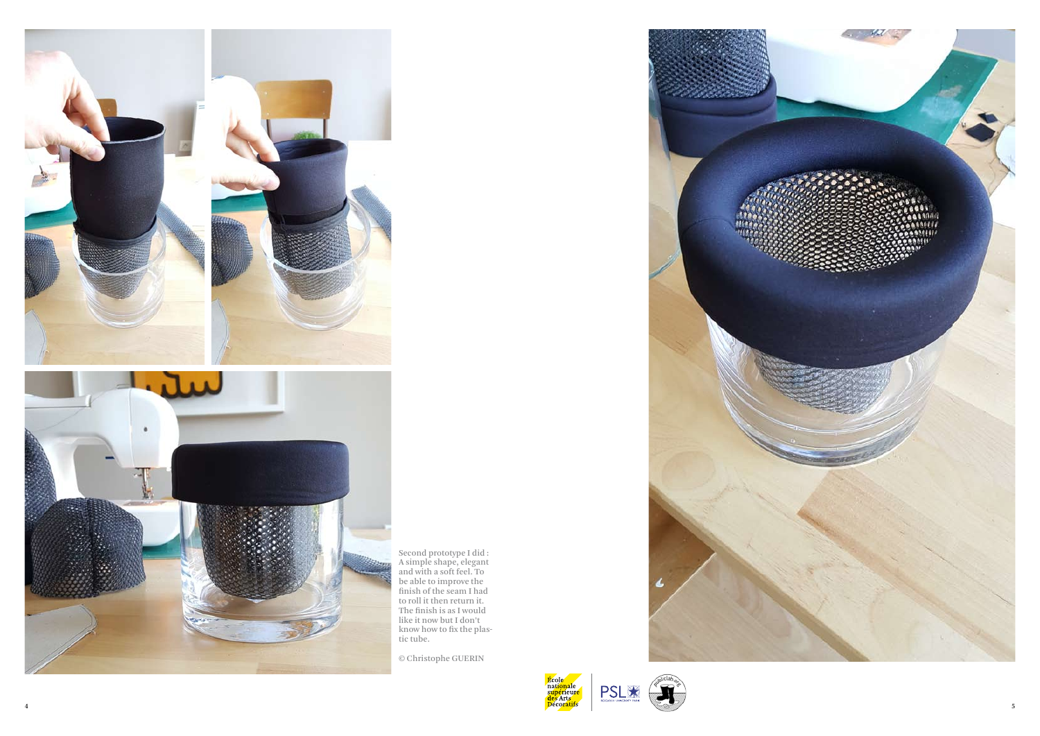Second prototype I did : A simple shape, elegant and with a soft feel. To be able to improve the finish of the seam I had to roll it then return it. The finish is as I would like it now but I don't know how to fix the plastic tube.

© Christophe GUERIN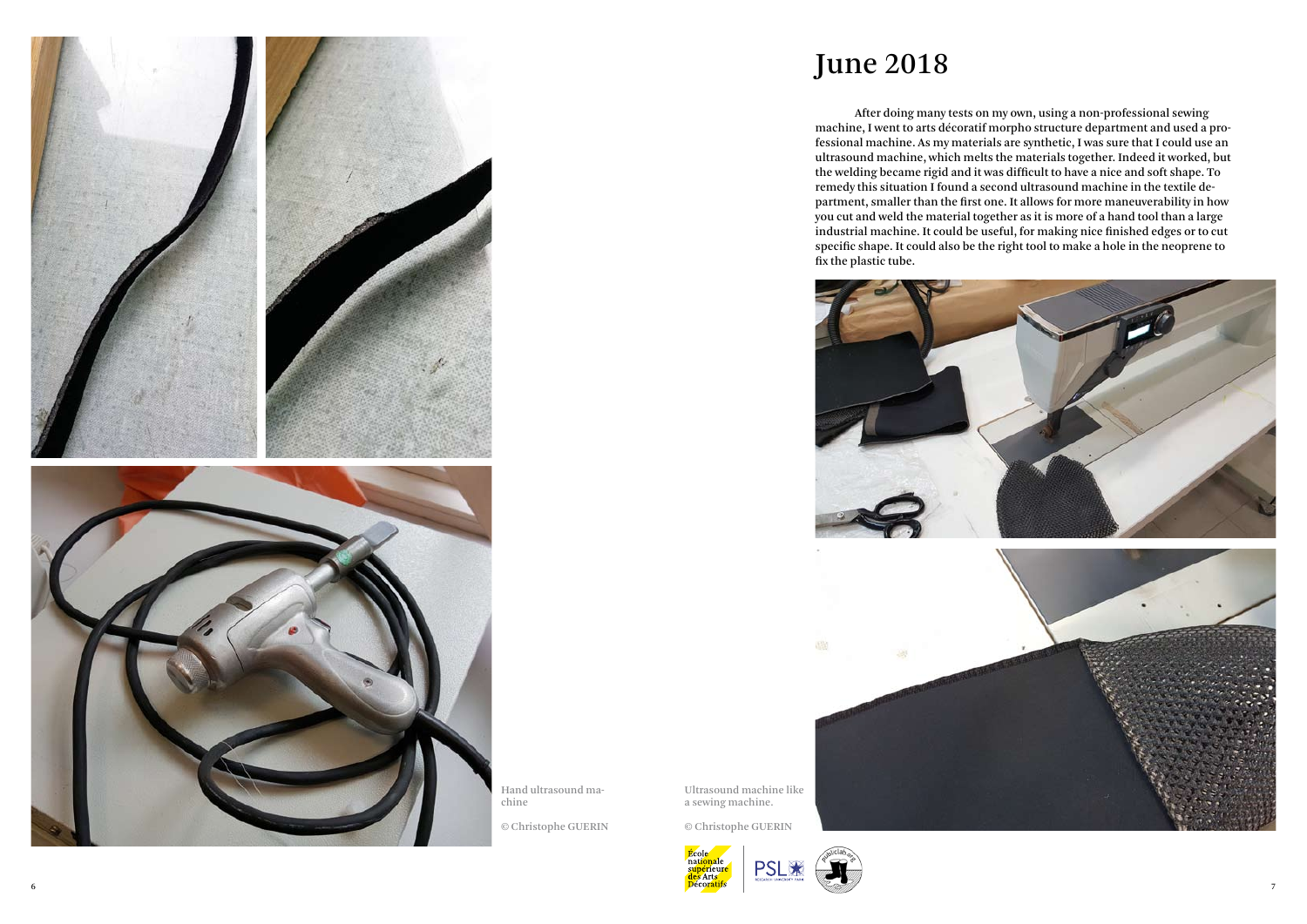# June 2018

After doing many tests on my own, using a non-professional sewing machine, I went to arts décoratif morpho structure department and used a professional machine. As my materials are synthetic, I was sure that I could use an ultrasound machine, which melts the materials together. Indeed it worked, but the welding became rigid and it was difficult to have a nice and soft shape. To remedy this situation I found a second ultrasound machine in the textile department, smaller than the first one. It allows for more maneuverability in how you cut and weld the material together as it is more of a hand tool than a large industrial machine. It could be useful, for making nice finished edges or to cut specific shape. It could also be the right tool to make a hole in the neoprene to fix the plastic tube.

Hand ultrasound machine

© Christophe GUERIN

Ultrasound machine like a sewing machine.

© Christophe GUERIN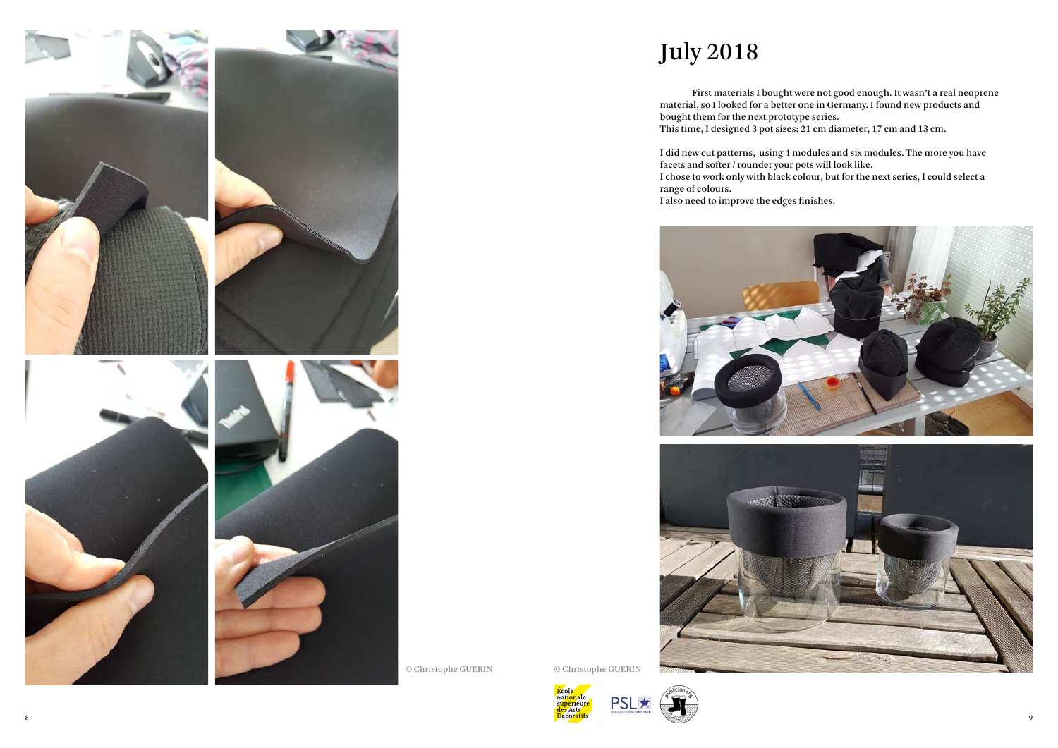# July 2018

First materials I bought were not good enough. It wasn't a real neoprene material, so I looked for a better one in Germany. I found new products and bought them for the next prototype series.
This time, I designed 3 pot sizes: 21 cm diameter, 17 cm and 13 cm.

I did new cut patterns, using 4 modules and six modules. The more you have facets and softer / rounder your pots will look like.
I chose to work only with black colour, but for the next series, I could select a range of colours.
I also need to improve the edges finishes.

© Christophe GUERIN

© Christophe GUERIN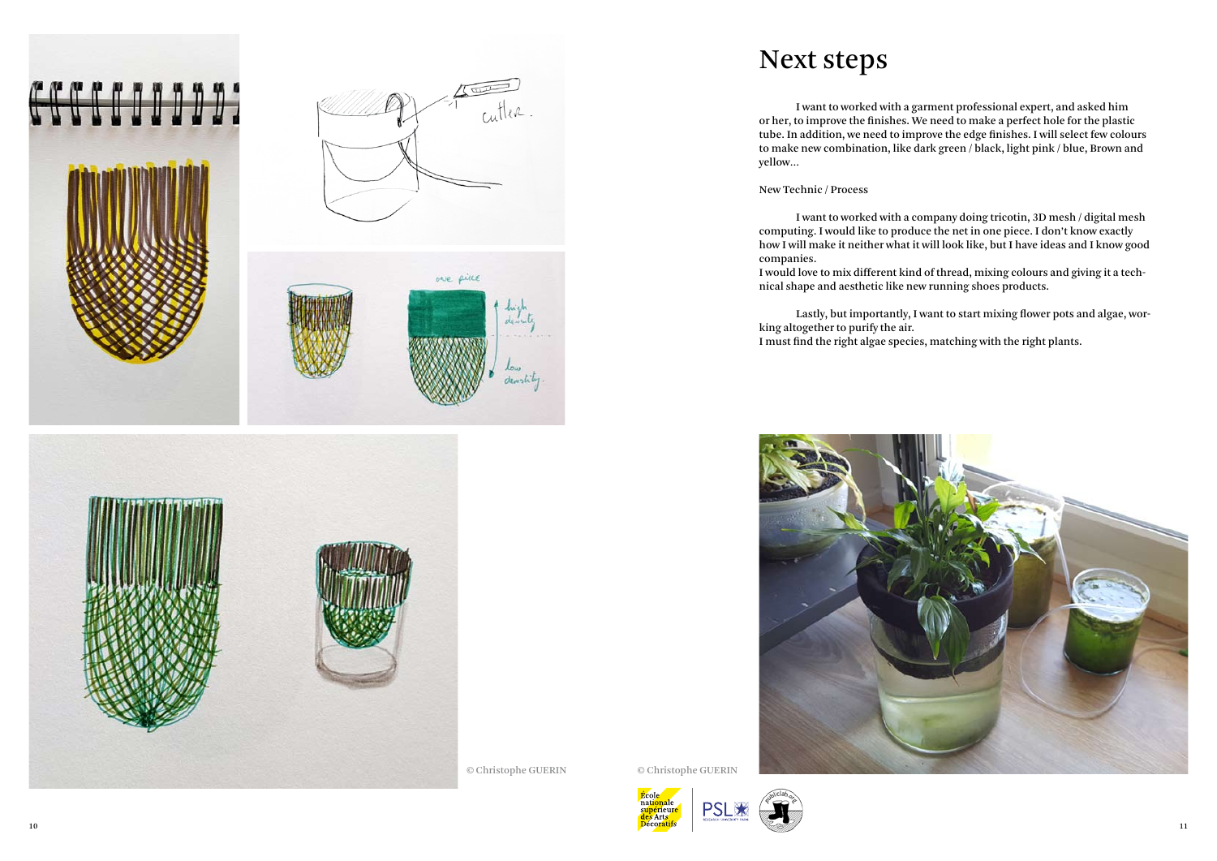# Next steps

I want to worked with a garment professional expert, and asked him or her, to improve the finishes. We need to make a perfect hole for the plastic tube. In addition, we need to improve the edge finishes. I will select few colours to make new combination, like dark green / black, light pink / blue, Brown and yellow…

New Technic / Process

I want to worked with a company doing tricotin, 3D mesh / digital mesh computing. I would like to produce the net in one piece. I don't know exactly how I will make it neither what it will look like, but I have ideas and I know good companies.
I would love to mix different kind of thread, mixing colours and giving it a technical shape and aesthetic like new running shoes products.

Lastly, but importantly, I want to start mixing flower pots and algae, working altogether to purify the air.
I must find the right algae species, matching with the right plants.

© Christophe GUERIN

© Christophe GUERIN